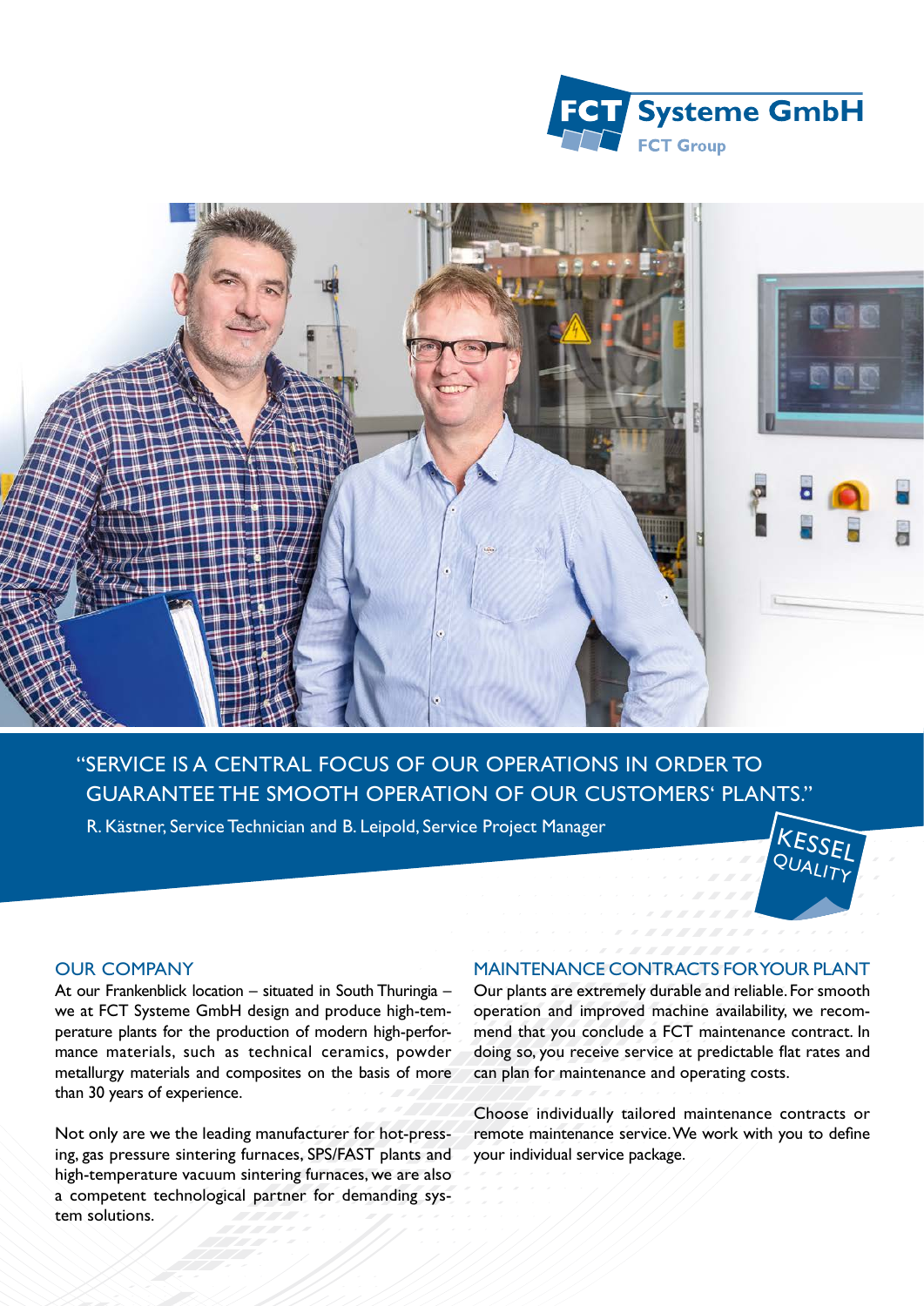**FCT Systeme GmbH**
FCT Group

"SERVICE IS A CENTRAL FOCUS OF OUR OPERATIONS IN ORDER TO GUARANTEE THE SMOOTH OPERATION OF OUR CUSTOMERS' PLANTS."

R. Kästner, Service Technician and B. Leipold, Service Project Manager

KESSEL QUALITY

## OUR COMPANY

At our Frankenblick location – situated in South Thuringia – we at FCT Systeme GmbH design and produce high-temperature plants for the production of modern high-performance materials, such as technical ceramics, powder metallurgy materials and composites on the basis of more than 30 years of experience.

Not only are we the leading manufacturer for hot-pressing, gas pressure sintering furnaces, SPS/FAST plants and high-temperature vacuum sintering furnaces, we are also a competent technological partner for demanding system solutions.

## MAINTENANCE CONTRACTS FOR YOUR PLANT

Our plants are extremely durable and reliable. For smooth operation and improved machine availability, we recommend that you conclude a FCT maintenance contract. In doing so, you receive service at predictable flat rates and can plan for maintenance and operating costs.

Choose individually tailored maintenance contracts or remote maintenance service. We work with you to define your individual service package.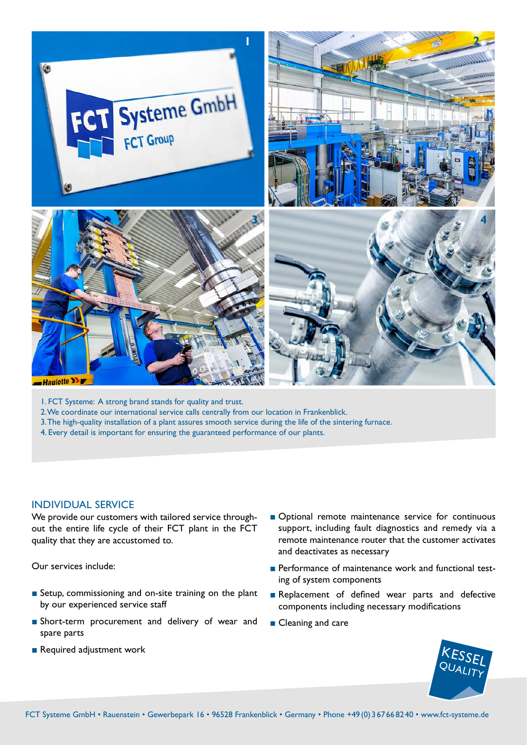1. FCT Systeme: A strong brand stands for quality and trust.
2. We coordinate our international service calls centrally from our location in Frankenblick.
3. The high-quality installation of a plant assures smooth service during the life of the sintering furnace.
4. Every detail is important for ensuring the guaranteed performance of our plants.

## INDIVIDUAL SERVICE

We provide our customers with tailored service throughout the entire life cycle of their FCT plant in the FCT quality that they are accustomed to.

Our services include:

- Setup, commissioning and on-site training on the plant by our experienced service staff
- Short-term procurement and delivery of wear and spare parts
- Required adjustment work
- Optional remote maintenance service for continuous support, including fault diagnostics and remedy via a remote maintenance router that the customer activates and deactivates as necessary
- Performance of maintenance work and functional testing of system components
- Replacement of defined wear parts and defective components including necessary modifications
- Cleaning and care

KESSEL QUALITY

FCT Systeme GmbH • Rauenstein • Gewerbepark 16 • 96528 Frankenblick • Germany • Phone +49 (0) 3 67 66 82 40 • www.fct-systeme.de